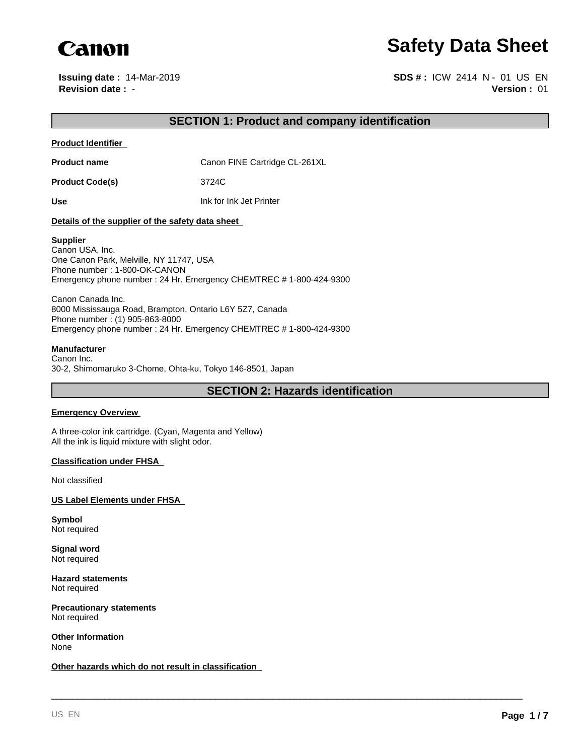Canon

# Safety Data Sheet

**Issuing date :** 14-Mar-2019
**Revision date :** -

**SDS # :** ICW 2414 N - 01 US EN
**Version :** 01

## SECTION 1: Product and company identification

**Product Identifier**

**Product name** Canon FINE Cartridge CL-261XL

**Product Code(s)** 3724C

**Use** Ink for Ink Jet Printer

**Details of the supplier of the safety data sheet**

**Supplier**
Canon USA, Inc.
One Canon Park, Melville, NY 11747, USA
Phone number : 1-800-OK-CANON
Emergency phone number : 24 Hr. Emergency CHEMTREC # 1-800-424-9300

Canon Canada Inc.
8000 Mississauga Road, Brampton, Ontario L6Y 5Z7, Canada
Phone number : (1) 905-863-8000
Emergency phone number : 24 Hr. Emergency CHEMTREC # 1-800-424-9300

**Manufacturer**
Canon Inc.
30-2, Shimomaruko 3-Chome, Ohta-ku, Tokyo 146-8501, Japan

## SECTION 2: Hazards identification

**Emergency Overview**

A three-color ink cartridge. (Cyan, Magenta and Yellow)
All the ink is liquid mixture with slight odor.

**Classification under FHSA**

Not classified

**US Label Elements under FHSA**

**Symbol**
Not required

**Signal word**
Not required

**Hazard statements**
Not required

**Precautionary statements**
Not required

**Other Information**
None

**Other hazards which do not result in classification**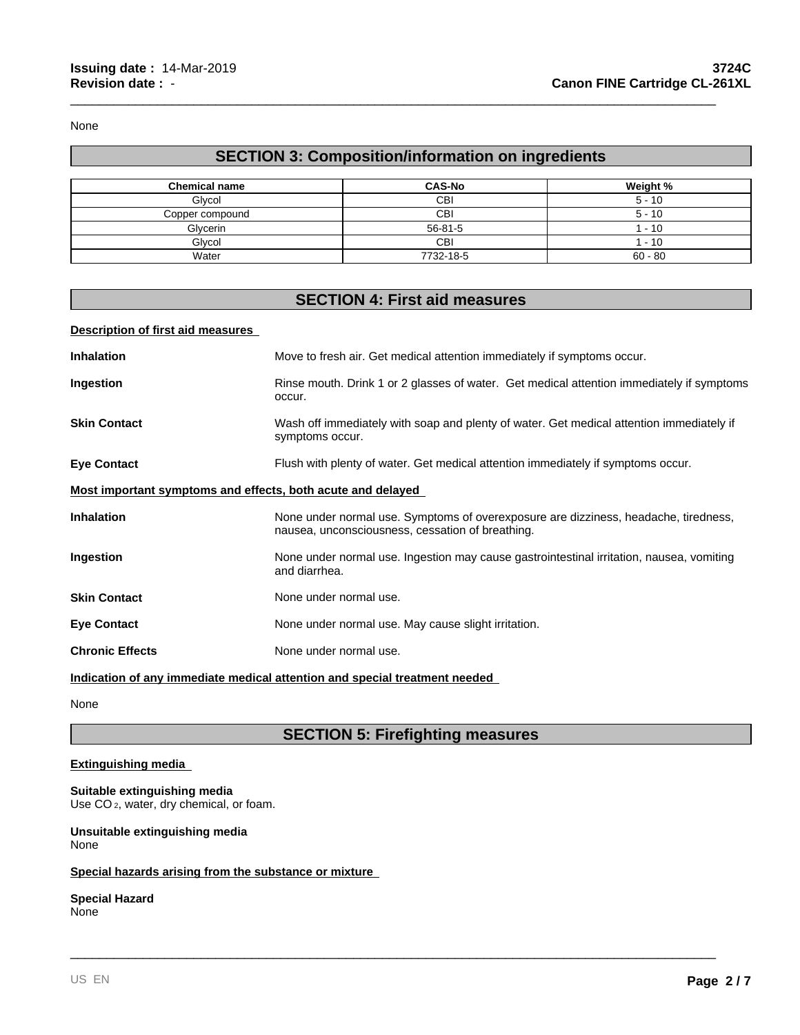None

## SECTION 3: Composition/information on ingredients

| Chemical name | CAS-No | Weight % |
| --- | --- | --- |
| Glycol | CBI | 5 - 10 |
| Copper compound | CBI | 5 - 10 |
| Glycerin | 56-81-5 | 1 - 10 |
| Glycol | CBI | 1 - 10 |
| Water | 7732-18-5 | 60 - 80 |

## SECTION 4: First aid measures

**Description of first aid measures**

**Inhalation** Move to fresh air. Get medical attention immediately if symptoms occur.

**Ingestion** Rinse mouth. Drink 1 or 2 glasses of water. Get medical attention immediately if symptoms occur.

**Skin Contact** Wash off immediately with soap and plenty of water. Get medical attention immediately if symptoms occur.

**Eye Contact** Flush with plenty of water. Get medical attention immediately if symptoms occur.

**Most important symptoms and effects, both acute and delayed**

**Inhalation** None under normal use. Symptoms of overexposure are dizziness, headache, tiredness, nausea, unconsciousness, cessation of breathing.

**Ingestion** None under normal use. Ingestion may cause gastrointestinal irritation, nausea, vomiting and diarrhea.

**Skin Contact** None under normal use.

**Eye Contact** None under normal use. May cause slight irritation.

**Chronic Effects** None under normal use.

**Indication of any immediate medical attention and special treatment needed**

None

## SECTION 5: Firefighting measures

**Extinguishing media**

**Suitable extinguishing media**
Use $CO_2$, water, dry chemical, or foam.

**Unsuitable extinguishing media**
None

**Special hazards arising from the substance or mixture**

**Special Hazard**
None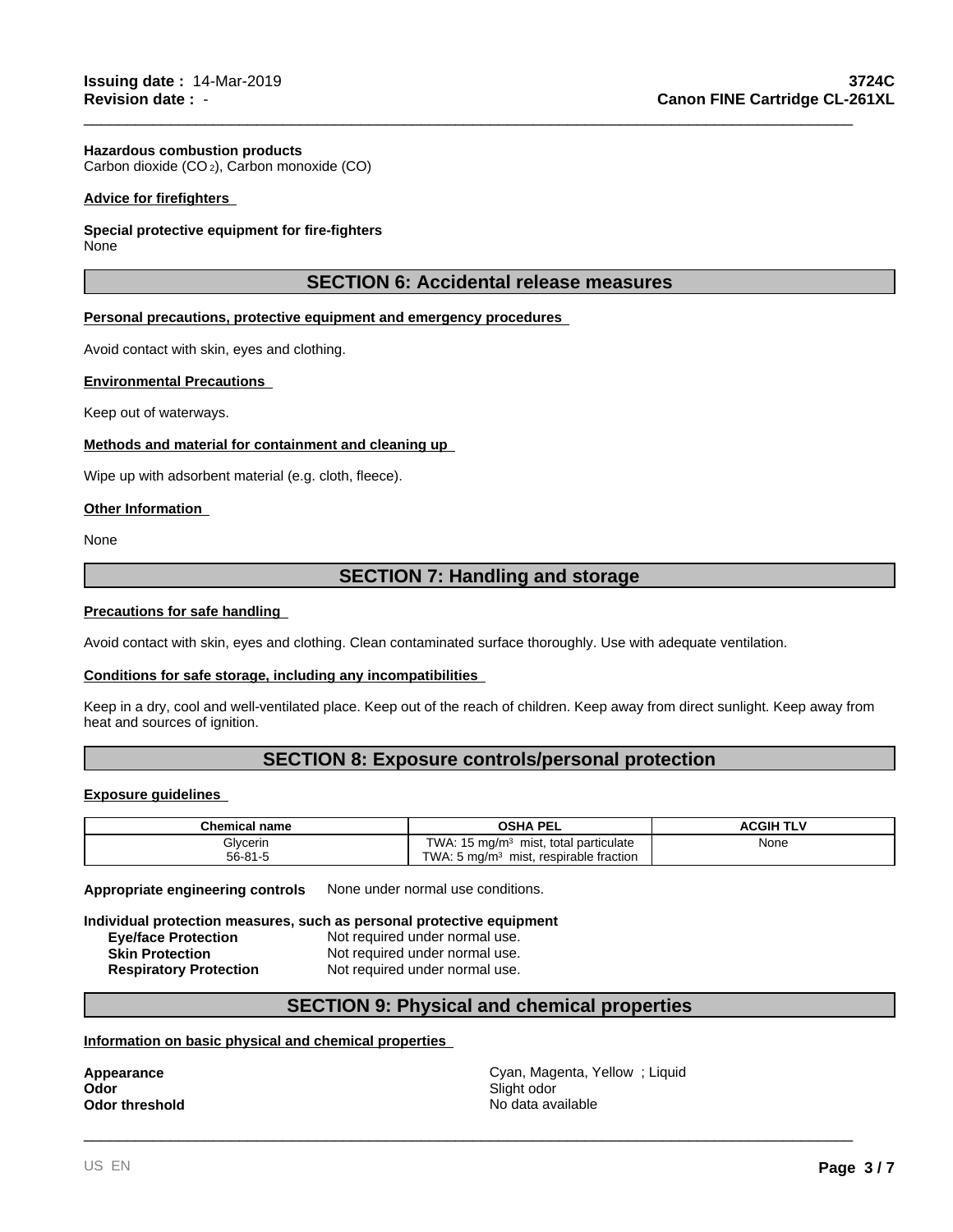**Hazardous combustion products**
Carbon dioxide ($CO_2$), Carbon monoxide (CO)

**Advice for firefighters**

**Special protective equipment for fire-fighters**
None

## SECTION 6: Accidental release measures

**Personal precautions, protective equipment and emergency procedures**

Avoid contact with skin, eyes and clothing.

**Environmental Precautions**

Keep out of waterways.

**Methods and material for containment and cleaning up**

Wipe up with adsorbent material (e.g. cloth, fleece).

**Other Information**

None

## SECTION 7: Handling and storage

**Precautions for safe handling**

Avoid contact with skin, eyes and clothing. Clean contaminated surface thoroughly. Use with adequate ventilation.

**Conditions for safe storage, including any incompatibilities**

Keep in a dry, cool and well-ventilated place. Keep out of the reach of children. Keep away from direct sunlight. Keep away from heat and sources of ignition.

## SECTION 8: Exposure controls/personal protection

**Exposure guidelines**

| Chemical name | OSHA PEL | ACGIH TLV |
|---|---|---|
| Glycerin<br>56-81-5 | TWA: 15 mg/m$^3$ mist, total particulate<br>TWA: 5 mg/m$^3$ mist, respirable fraction | None |

**Appropriate engineering controls** None under normal use conditions.

**Individual protection measures, such as personal protective equipment**

- **Eye/face Protection** Not required under normal use.
- **Skin Protection** Not required under normal use.
- **Respiratory Protection** Not required under normal use.

## SECTION 9: Physical and chemical properties

**Information on basic physical and chemical properties**

**Appearance** Cyan, Magenta, Yellow ; Liquid
**Odor** Slight odor
**Odor threshold** No data available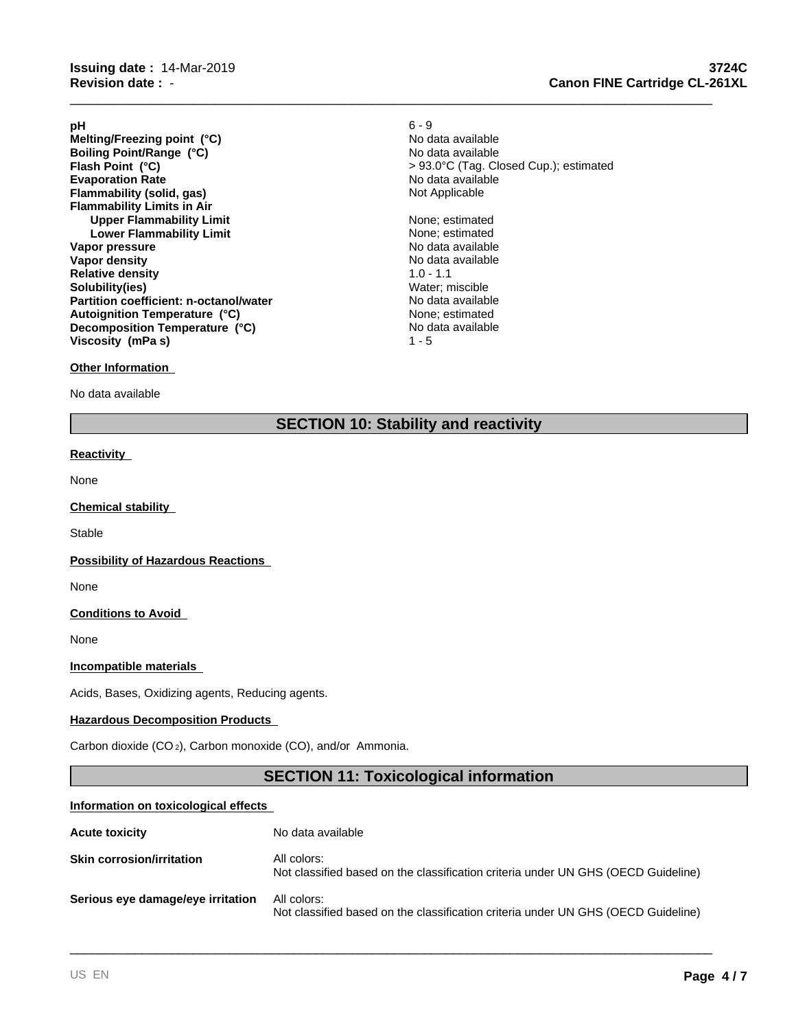| | |
|---|---|
| **pH** | 6 - 9 |
| **Melting/Freezing point (°C)** | No data available |
| **Boiling Point/Range (°C)** | No data available |
| **Flash Point (°C)** | > 93.0°C (Tag. Closed Cup.); estimated |
| **Evaporation Rate** | No data available |
| **Flammability (solid, gas)** | Not Applicable |
| **Flammability Limits in Air** | |
| **Upper Flammability Limit** | None; estimated |
| **Lower Flammability Limit** | None; estimated |
| **Vapor pressure** | No data available |
| **Vapor density** | No data available |
| **Relative density** | 1.0 - 1.1 |
| **Solubility(ies)** | Water; miscible |
| **Partition coefficient: n-octanol/water** | No data available |
| **Autoignition Temperature (°C)** | None; estimated |
| **Decomposition Temperature (°C)** | No data available |
| **Viscosity (mPa s)** | 1 - 5 |

**Other Information**

No data available

## SECTION 10: Stability and reactivity

**Reactivity**

None

**Chemical stability**

Stable

**Possibility of Hazardous Reactions**

None

**Conditions to Avoid**

None

**Incompatible materials**

Acids, Bases, Oxidizing agents, Reducing agents.

**Hazardous Decomposition Products**

Carbon dioxide ($CO_2$), Carbon monoxide (CO), and/or Ammonia.

## SECTION 11: Toxicological information

**Information on toxicological effects**

| | |
|---|---|
| **Acute toxicity** | No data available |
| **Skin corrosion/irritation** | All colors:<br>Not classified based on the classification criteria under UN GHS (OECD Guideline) |
| **Serious eye damage/eye irritation** | All colors:<br>Not classified based on the classification criteria under UN GHS (OECD Guideline) |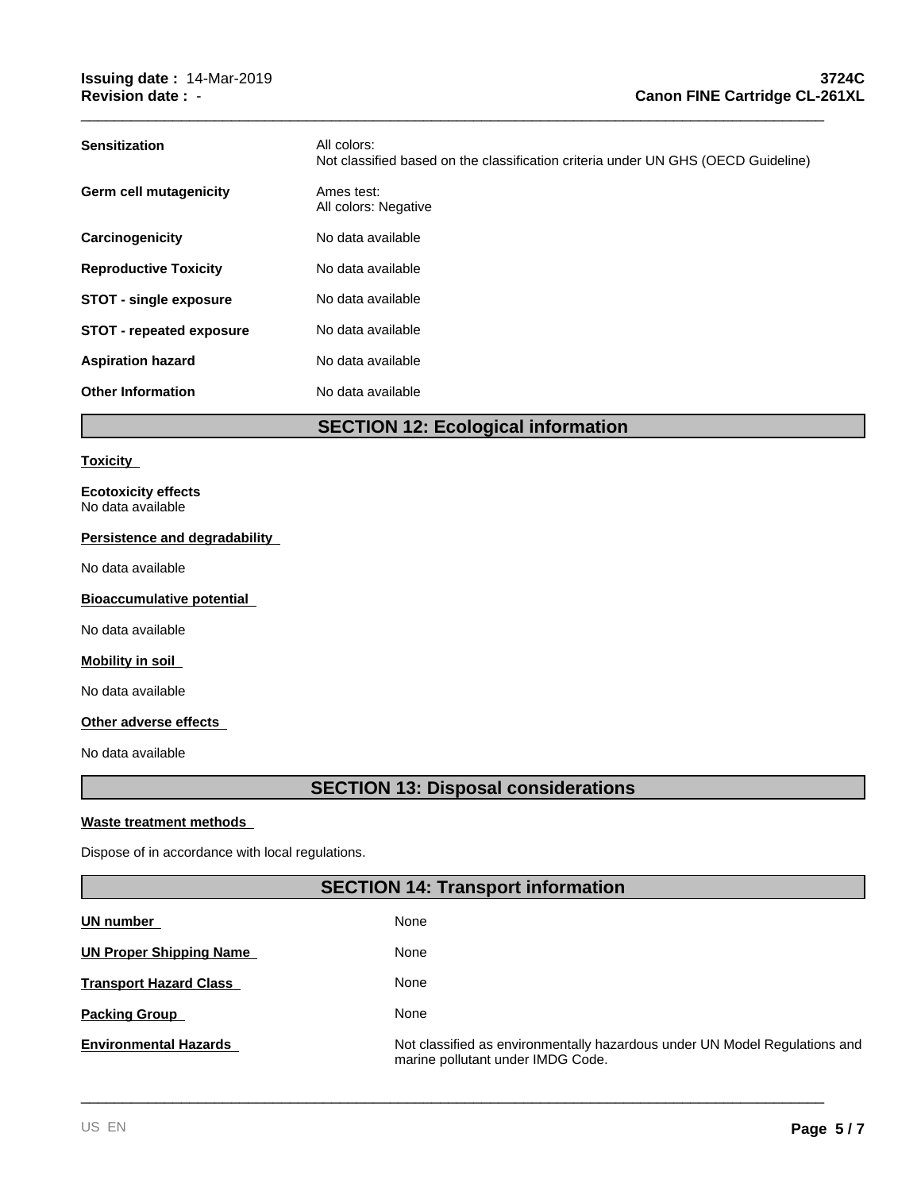| | |
|---|---|
| **Sensitization** | All colors:<br>Not classified based on the classification criteria under UN GHS (OECD Guideline) |
| **Germ cell mutagenicity** | Ames test:<br>All colors: Negative |
| **Carcinogenicity** | No data available |
| **Reproductive Toxicity** | No data available |
| **STOT - single exposure** | No data available |
| **STOT - repeated exposure** | No data available |
| **Aspiration hazard** | No data available |
| **Other Information** | No data available |

## SECTION 12: Ecological information

**Toxicity**

**Ecotoxicity effects**
No data available

**Persistence and degradability**

No data available

**Bioaccumulative potential**

No data available

**Mobility in soil**

No data available

**Other adverse effects**

No data available

## SECTION 13: Disposal considerations

**Waste treatment methods**

Dispose of in accordance with local regulations.

## SECTION 14: Transport information

| | |
|---|---|
| **UN number** | None |
| **UN Proper Shipping Name** | None |
| **Transport Hazard Class** | None |
| **Packing Group** | None |
| **Environmental Hazards** | Not classified as environmentally hazardous under UN Model Regulations and marine pollutant under IMDG Code. |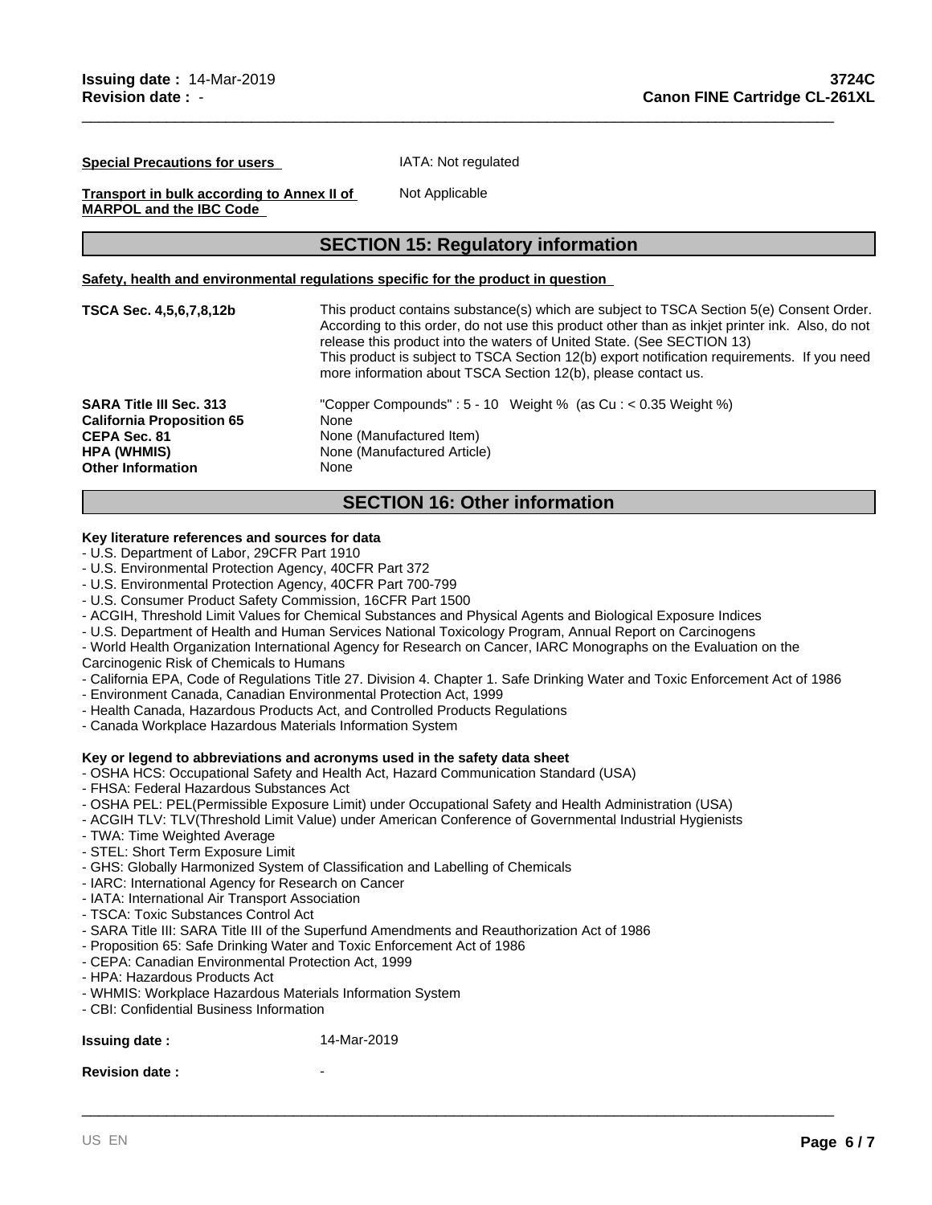**Special Precautions for users** IATA: Not regulated

**Transport in bulk according to Annex II of MARPOL and the IBC Code** Not Applicable

## SECTION 15: Regulatory information

**Safety, health and environmental regulations specific for the product in question**

**TSCA Sec. 4,5,6,7,8,12b** This product contains substance(s) which are subject to TSCA Section 5(e) Consent Order. According to this order, do not use this product other than as inkjet printer ink. Also, do not release this product into the waters of United State. (See SECTION 13)
This product is subject to TSCA Section 12(b) export notification requirements. If you need more information about TSCA Section 12(b), please contact us.

| | |
|---|---|
| **SARA Title III Sec. 313** | "Copper Compounds" : 5 - 10 Weight % (as Cu : < 0.35 Weight %) |
| **California Proposition 65** | None |
| **CEPA Sec. 81** | None (Manufactured Item) |
| **HPA (WHMIS)** | None (Manufactured Article) |
| **Other Information** | None |

## SECTION 16: Other information

**Key literature references and sources for data**
- U.S. Department of Labor, 29CFR Part 1910
- U.S. Environmental Protection Agency, 40CFR Part 372
- U.S. Environmental Protection Agency, 40CFR Part 700-799
- U.S. Consumer Product Safety Commission, 16CFR Part 1500
- ACGIH, Threshold Limit Values for Chemical Substances and Physical Agents and Biological Exposure Indices
- U.S. Department of Health and Human Services National Toxicology Program, Annual Report on Carcinogens
- World Health Organization International Agency for Research on Cancer, IARC Monographs on the Evaluation on the Carcinogenic Risk of Chemicals to Humans
- California EPA, Code of Regulations Title 27. Division 4. Chapter 1. Safe Drinking Water and Toxic Enforcement Act of 1986
- Environment Canada, Canadian Environmental Protection Act, 1999
- Health Canada, Hazardous Products Act, and Controlled Products Regulations
- Canada Workplace Hazardous Materials Information System

**Key or legend to abbreviations and acronyms used in the safety data sheet**
- OSHA HCS: Occupational Safety and Health Act, Hazard Communication Standard (USA)
- FHSA: Federal Hazardous Substances Act
- OSHA PEL: PEL(Permissible Exposure Limit) under Occupational Safety and Health Administration (USA)
- ACGIH TLV: TLV(Threshold Limit Value) under American Conference of Governmental Industrial Hygienists
- TWA: Time Weighted Average
- STEL: Short Term Exposure Limit
- GHS: Globally Harmonized System of Classification and Labelling of Chemicals
- IARC: International Agency for Research on Cancer
- IATA: International Air Transport Association
- TSCA: Toxic Substances Control Act
- SARA Title III: SARA Title III of the Superfund Amendments and Reauthorization Act of 1986
- Proposition 65: Safe Drinking Water and Toxic Enforcement Act of 1986
- CEPA: Canadian Environmental Protection Act, 1999
- HPA: Hazardous Products Act
- WHMIS: Workplace Hazardous Materials Information System
- CBI: Confidential Business Information

**Issuing date :** 14-Mar-2019

**Revision date :** -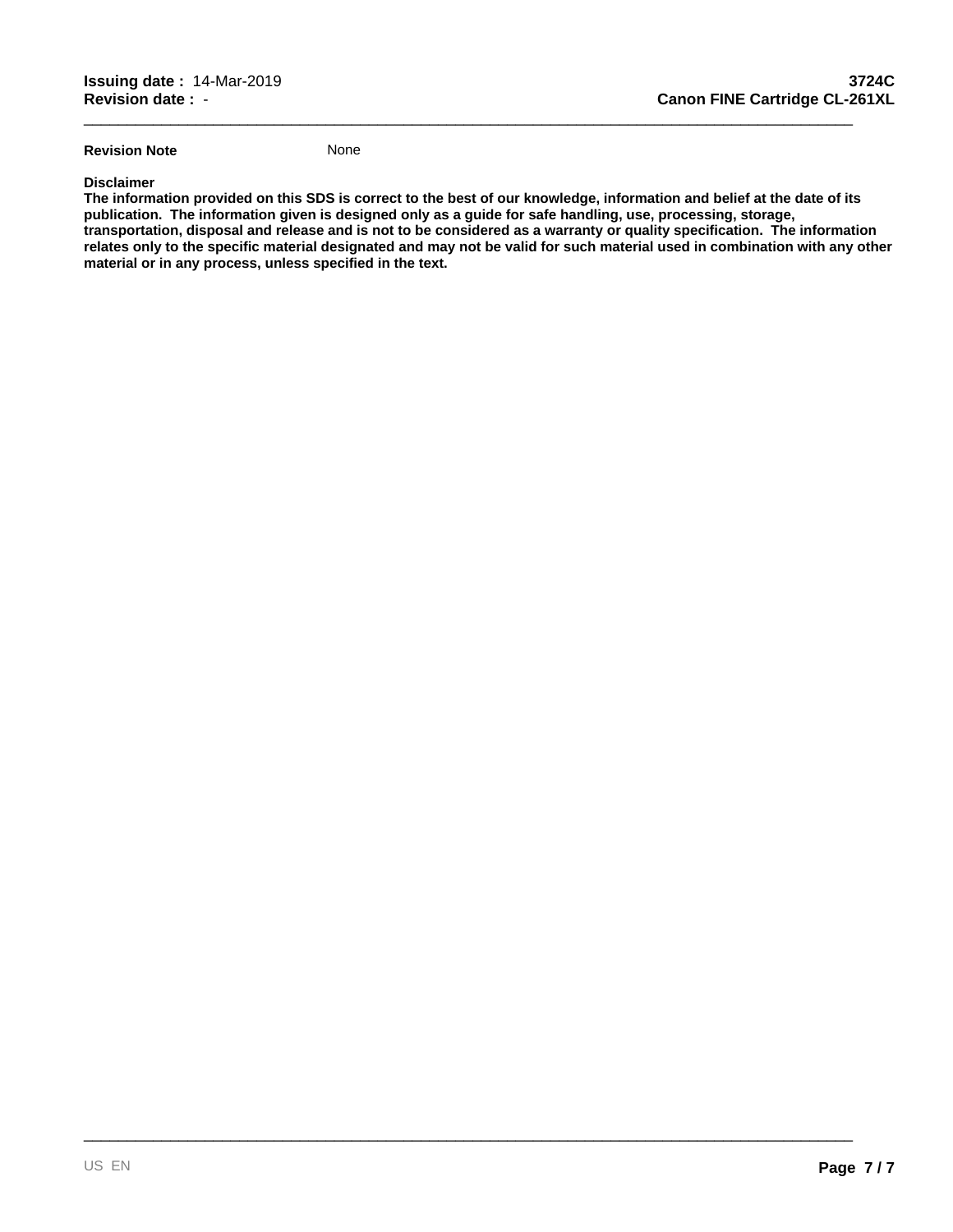**Revision Note** None

**Disclaimer**

**The information provided on this SDS is correct to the best of our knowledge, information and belief at the date of its publication. The information given is designed only as a guide for safe handling, use, processing, storage, transportation, disposal and release and is not to be considered as a warranty or quality specification. The information relates only to the specific material designated and may not be valid for such material used in combination with any other material or in any process, unless specified in the text.**